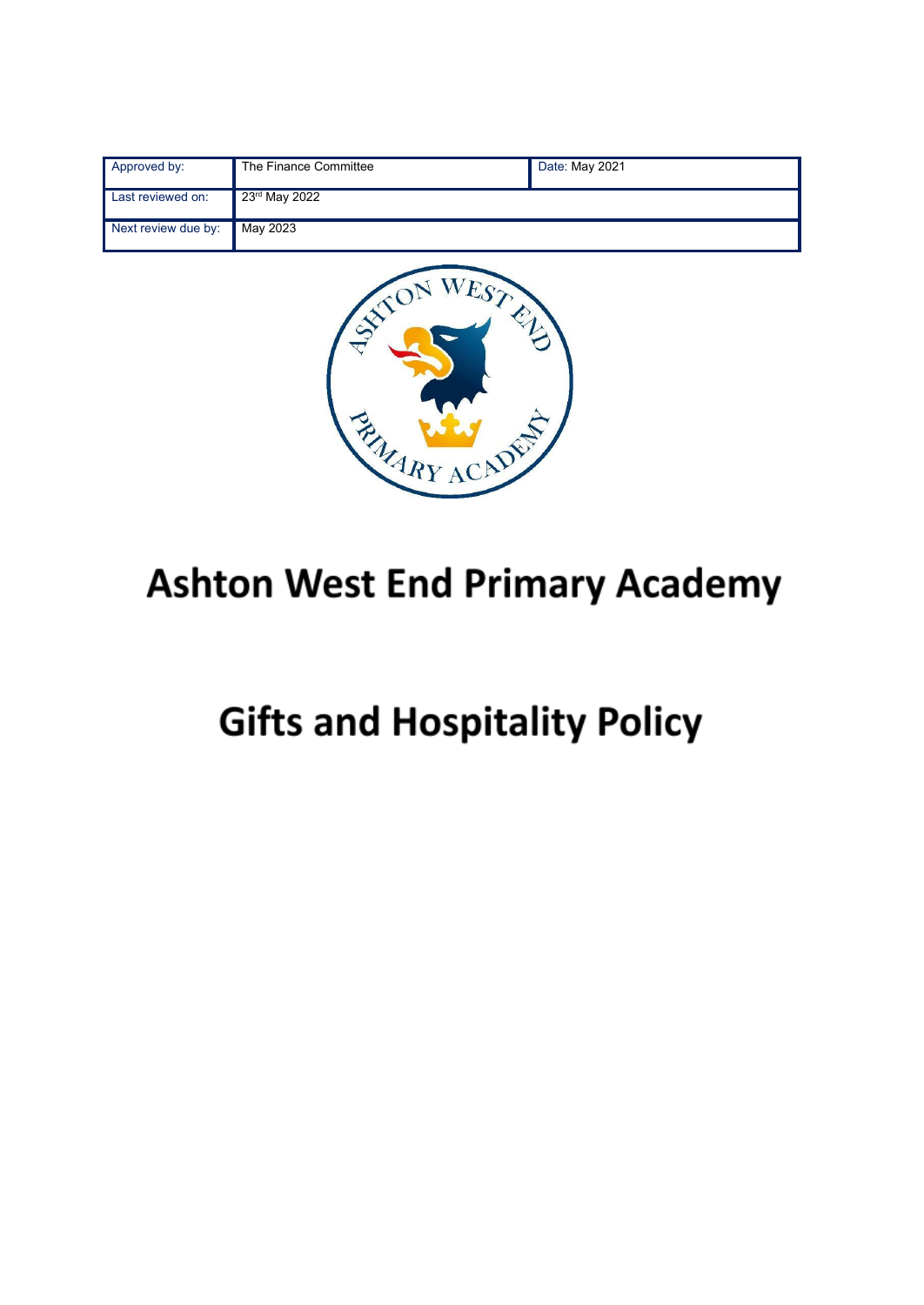| Approved by: | The Finance Committee | Date: May 2021 |
| --- | --- | --- |
| Last reviewed on: | 23rd May 2022 | |
| Next review due by: | May 2023 | |

# Ashton West End Primary Academy

# Gifts and Hospitality Policy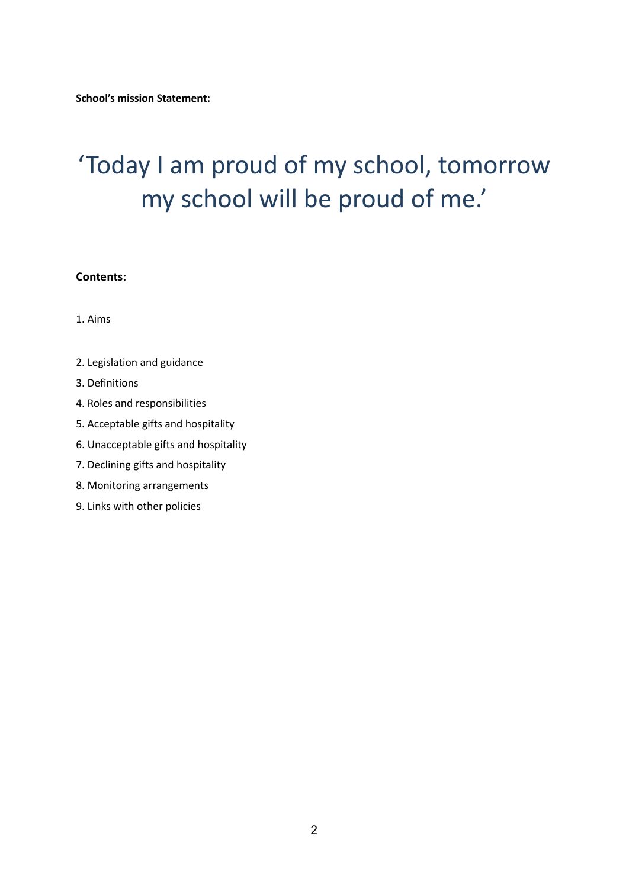**School's mission Statement:**

# 'Today I am proud of my school, tomorrow my school will be proud of me.'

**Contents:**

1. Aims
2. Legislation and guidance
3. Definitions
4. Roles and responsibilities
5. Acceptable gifts and hospitality
6. Unacceptable gifts and hospitality
7. Declining gifts and hospitality
8. Monitoring arrangements
9. Links with other policies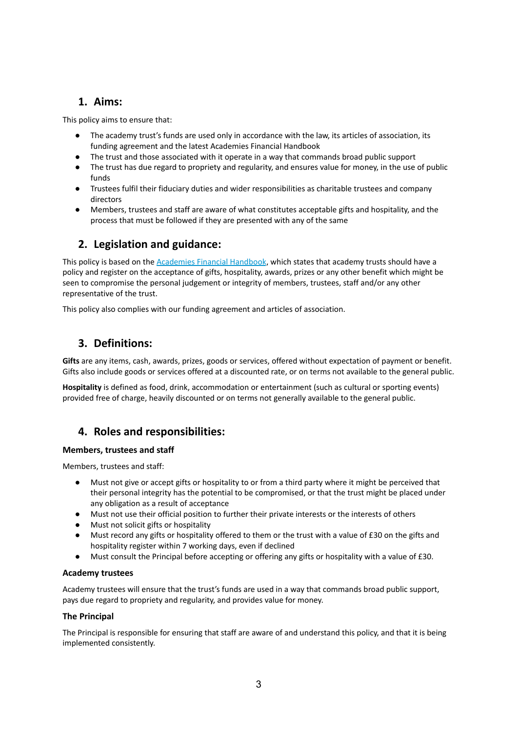## 1. Aims:

This policy aims to ensure that:

- The academy trust's funds are used only in accordance with the law, its articles of association, its funding agreement and the latest Academies Financial Handbook
- The trust and those associated with it operate in a way that commands broad public support
- The trust has due regard to propriety and regularity, and ensures value for money, in the use of public funds
- Trustees fulfil their fiduciary duties and wider responsibilities as charitable trustees and company directors
- Members, trustees and staff are aware of what constitutes acceptable gifts and hospitality, and the process that must be followed if they are presented with any of the same

## 2. Legislation and guidance:

This policy is based on the [Academies Financial Handbook](), which states that academy trusts should have a policy and register on the acceptance of gifts, hospitality, awards, prizes or any other benefit which might be seen to compromise the personal judgement or integrity of members, trustees, staff and/or any other representative of the trust.

This policy also complies with our funding agreement and articles of association.

## 3. Definitions:

**Gifts** are any items, cash, awards, prizes, goods or services, offered without expectation of payment or benefit. Gifts also include goods or services offered at a discounted rate, or on terms not available to the general public.

**Hospitality** is defined as food, drink, accommodation or entertainment (such as cultural or sporting events) provided free of charge, heavily discounted or on terms not generally available to the general public.

## 4. Roles and responsibilities:

**Members, trustees and staff**

Members, trustees and staff:

- Must not give or accept gifts or hospitality to or from a third party where it might be perceived that their personal integrity has the potential to be compromised, or that the trust might be placed under any obligation as a result of acceptance
- Must not use their official position to further their private interests or the interests of others
- Must not solicit gifts or hospitality
- Must record any gifts or hospitality offered to them or the trust with a value of £30 on the gifts and hospitality register within 7 working days, even if declined
- Must consult the Principal before accepting or offering any gifts or hospitality with a value of £30.

**Academy trustees**

Academy trustees will ensure that the trust's funds are used in a way that commands broad public support, pays due regard to propriety and regularity, and provides value for money.

**The Principal**

The Principal is responsible for ensuring that staff are aware of and understand this policy, and that it is being implemented consistently.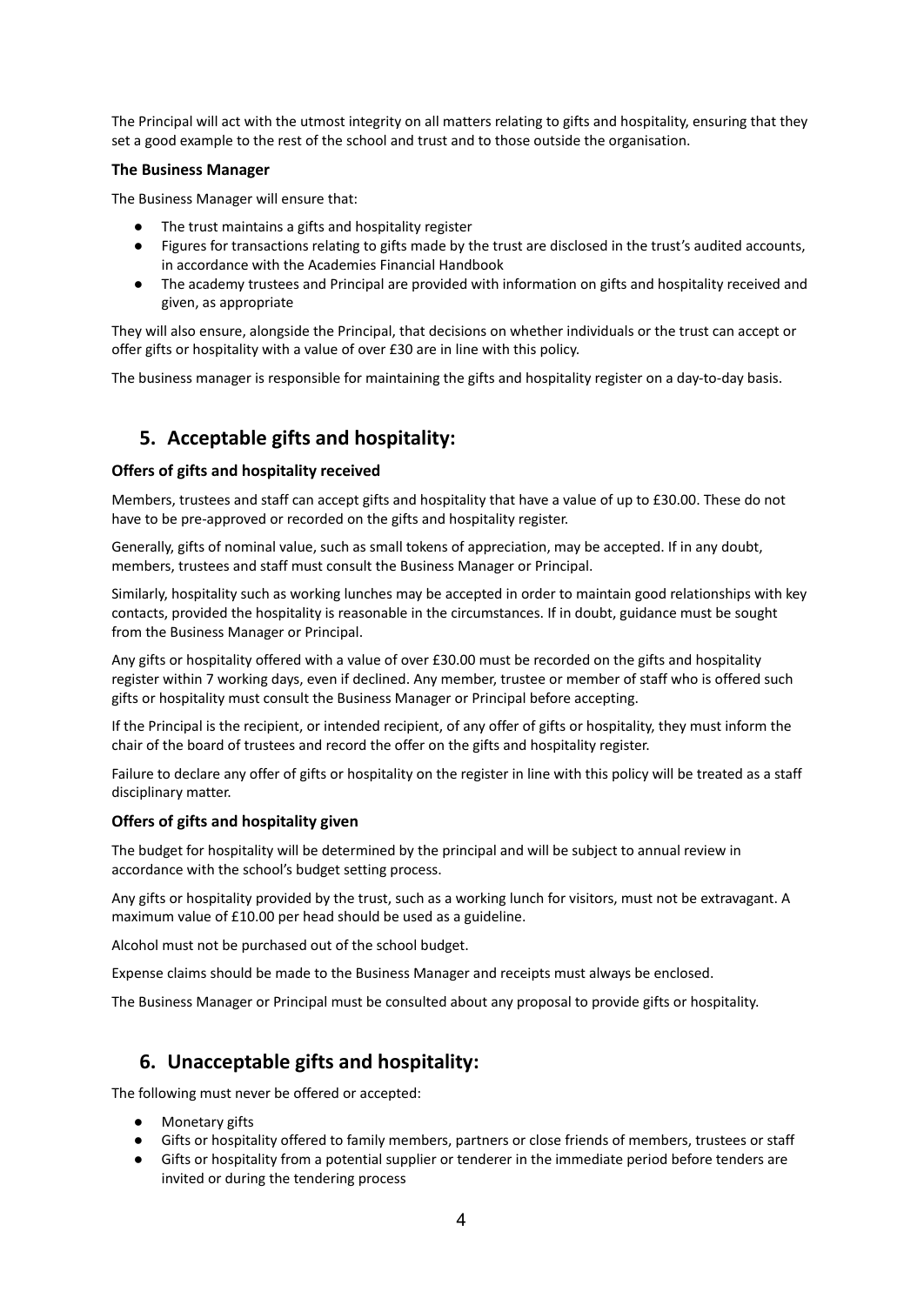The Principal will act with the utmost integrity on all matters relating to gifts and hospitality, ensuring that they set a good example to the rest of the school and trust and to those outside the organisation.

**The Business Manager**

The Business Manager will ensure that:

- The trust maintains a gifts and hospitality register
- Figures for transactions relating to gifts made by the trust are disclosed in the trust's audited accounts, in accordance with the Academies Financial Handbook
- The academy trustees and Principal are provided with information on gifts and hospitality received and given, as appropriate

They will also ensure, alongside the Principal, that decisions on whether individuals or the trust can accept or offer gifts or hospitality with a value of over £30 are in line with this policy.

The business manager is responsible for maintaining the gifts and hospitality register on a day-to-day basis.

## 5. Acceptable gifts and hospitality:

**Offers of gifts and hospitality received**

Members, trustees and staff can accept gifts and hospitality that have a value of up to £30.00. These do not have to be pre-approved or recorded on the gifts and hospitality register.

Generally, gifts of nominal value, such as small tokens of appreciation, may be accepted. If in any doubt, members, trustees and staff must consult the Business Manager or Principal.

Similarly, hospitality such as working lunches may be accepted in order to maintain good relationships with key contacts, provided the hospitality is reasonable in the circumstances. If in doubt, guidance must be sought from the Business Manager or Principal.

Any gifts or hospitality offered with a value of over £30.00 must be recorded on the gifts and hospitality register within 7 working days, even if declined. Any member, trustee or member of staff who is offered such gifts or hospitality must consult the Business Manager or Principal before accepting.

If the Principal is the recipient, or intended recipient, of any offer of gifts or hospitality, they must inform the chair of the board of trustees and record the offer on the gifts and hospitality register.

Failure to declare any offer of gifts or hospitality on the register in line with this policy will be treated as a staff disciplinary matter.

**Offers of gifts and hospitality given**

The budget for hospitality will be determined by the principal and will be subject to annual review in accordance with the school's budget setting process.

Any gifts or hospitality provided by the trust, such as a working lunch for visitors, must not be extravagant. A maximum value of £10.00 per head should be used as a guideline.

Alcohol must not be purchased out of the school budget.

Expense claims should be made to the Business Manager and receipts must always be enclosed.

The Business Manager or Principal must be consulted about any proposal to provide gifts or hospitality.

## 6. Unacceptable gifts and hospitality:

The following must never be offered or accepted:

- Monetary gifts
- Gifts or hospitality offered to family members, partners or close friends of members, trustees or staff
- Gifts or hospitality from a potential supplier or tenderer in the immediate period before tenders are invited or during the tendering process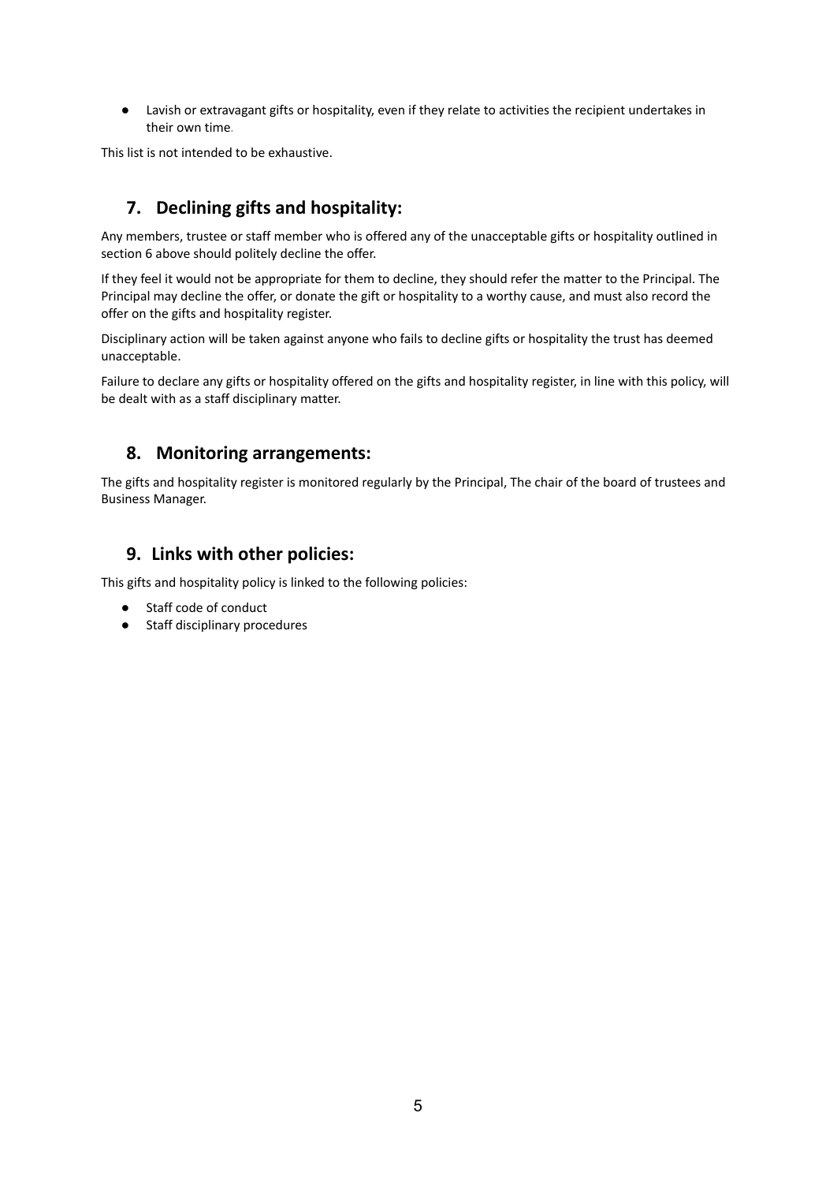- Lavish or extravagant gifts or hospitality, even if they relate to activities the recipient undertakes in their own time.

This list is not intended to be exhaustive.

## 7. Declining gifts and hospitality:

Any members, trustee or staff member who is offered any of the unacceptable gifts or hospitality outlined in section 6 above should politely decline the offer.

If they feel it would not be appropriate for them to decline, they should refer the matter to the Principal. The Principal may decline the offer, or donate the gift or hospitality to a worthy cause, and must also record the offer on the gifts and hospitality register.

Disciplinary action will be taken against anyone who fails to decline gifts or hospitality the trust has deemed unacceptable.

Failure to declare any gifts or hospitality offered on the gifts and hospitality register, in line with this policy, will be dealt with as a staff disciplinary matter.

## 8. Monitoring arrangements:

The gifts and hospitality register is monitored regularly by the Principal, The chair of the board of trustees and Business Manager.

## 9. Links with other policies:

This gifts and hospitality policy is linked to the following policies:

- Staff code of conduct
- Staff disciplinary procedures